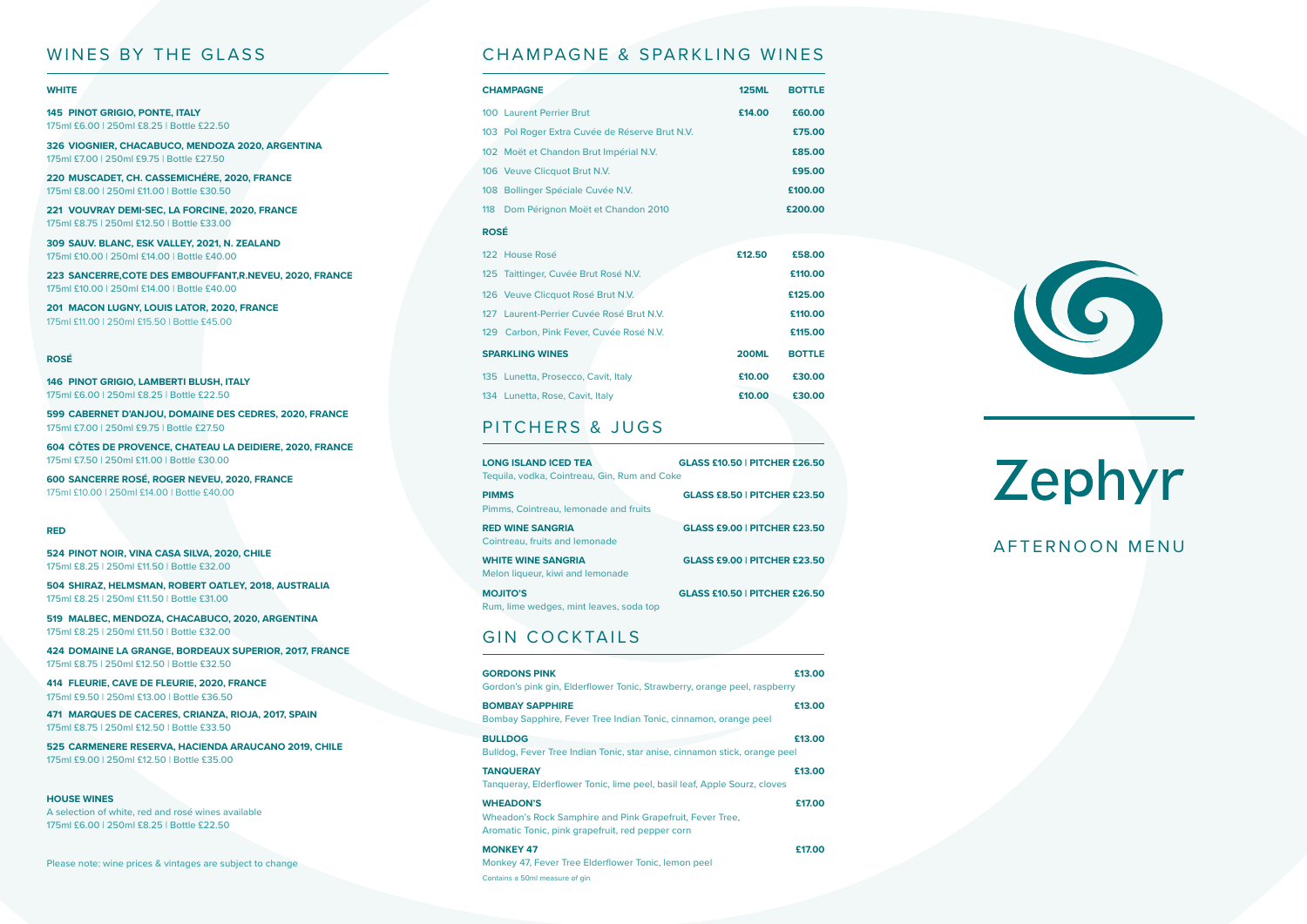## WINES BY THE GLASS

### WHITE

**145 PINOT GRIGIO, PONTE, ITALY**
175ml £6.00 | 250ml £8.25 | Bottle £22.50

**326 VIOGNIER, CHACABUCO, MENDOZA 2020, ARGENTINA**
175ml £7.00 | 250ml £9.75 | Bottle £27.50

**220 MUSCADET, CH. CASSEMICHÉRE, 2020, FRANCE**
175ml £8.00 | 250ml £11.00 | Bottle £30.50

**221 VOUVRAY DEMI-SEC, LA FORCINE, 2020, FRANCE**
175ml £8.75 | 250ml £12.50 | Bottle £33.00

**309 SAUV. BLANC, ESK VALLEY, 2021, N. ZEALAND**
175ml £10.00 | 250ml £14.00 | Bottle £40.00

**223 SANCERRE,COTE DES EMBOUFFANT,R.NEVEU, 2020, FRANCE**
175ml £10.00 | 250ml £14.00 | Bottle £40.00

**201 MACON LUGNY, LOUIS LATOR, 2020, FRANCE**
175ml £11.00 | 250ml £15.50 | Bottle £45.00

### ROSÉ

**146 PINOT GRIGIO, LAMBERTI BLUSH, ITALY**
175ml £6.00 | 250ml £8.25 | Bottle £22.50

**599 CABERNET D'ANJOU, DOMAINE DES CEDRES, 2020, FRANCE**
175ml £7.00 | 250ml £9.75 | Bottle £27.50

**604 CÔTES DE PROVENCE, CHATEAU LA DEIDIERE, 2020, FRANCE**
175ml £7.50 | 250ml £11.00 | Bottle £30.00

**600 SANCERRE ROSÉ, ROGER NEVEU, 2020, FRANCE**
175ml £10.00 | 250ml £14.00 | Bottle £40.00

### RED

**524 PINOT NOIR, VINA CASA SILVA, 2020, CHILE**
175ml £8.25 | 250ml £11.50 | Bottle £32.00

**504 SHIRAZ, HELMSMAN, ROBERT OATLEY, 2018, AUSTRALIA**
175ml £8.25 | 250ml £11.50 | Bottle £31.00

**519 MALBEC, MENDOZA, CHACABUCO, 2020, ARGENTINA**
175ml £8.25 | 250ml £11.50 | Bottle £32.00

**424 DOMAINE LA GRANGE, BORDEAUX SUPERIOR, 2017, FRANCE**
175ml £8.75 | 250ml £12.50 | Bottle £32.50

**414 FLEURIE, CAVE DE FLEURIE, 2020, FRANCE**
175ml £9.50 | 250ml £13.00 | Bottle £36.50

**471 MARQUES DE CACERES, CRIANZA, RIOJA, 2017, SPAIN**
175ml £8.75 | 250ml £12.50 | Bottle £33.50

**525 CARMENERE RESERVA, HACIENDA ARAUCANO 2019, CHILE**
175ml £9.00 | 250ml £12.50 | Bottle £35.00

### HOUSE WINES

A selection of white, red and rosé wines available
175ml £6.00 | 250ml £8.25 | Bottle £22.50

Please note: wine prices & vintages are subject to change

## CHAMPAGNE & SPARKLING WINES

| CHAMPAGNE | 125ML | BOTTLE |
|---|---|---|
| 100 Laurent Perrier Brut | £14.00 | £60.00 |
| 103 Pol Roger Extra Cuvée de Réserve Brut N.V. | | £75.00 |
| 102 Moët et Chandon Brut Impérial N.V. | | £85.00 |
| 106 Veuve Clicquot Brut N.V. | | £95.00 |
| 108 Bollinger Spéciale Cuvée N.V. | | £100.00 |
| 118 Dom Pérignon Moët et Chandon 2010 | | £200.00 |
| **ROSÉ** | | |
| 122 House Rosé | £12.50 | £58.00 |
| 125 Taittinger, Cuvée Brut Rosé N.V. | | £110.00 |
| 126 Veuve Clicquot Rosé Brut N.V. | | £125.00 |
| 127 Laurent-Perrier Cuvée Rosé Brut N.V. | | £110.00 |
| 129 Carbon, Pink Fever, Cuvée Rosé N.V. | | £115.00 |
| **SPARKLING WINES** | **200ML** | **BOTTLE** |
| 135 Lunetta, Prosecco, Cavit, Italy | £10.00 | £30.00 |
| 134 Lunetta, Rose, Cavit, Italy | £10.00 | £30.00 |

## PITCHERS & JUGS

**LONG ISLAND ICED TEA** — **GLASS £10.50 | PITCHER £26.50**
Tequila, vodka, Cointreau, Gin, Rum and Coke

**PIMMS** — **GLASS £8.50 | PITCHER £23.50**
Pimms, Cointreau, lemonade and fruits

**RED WINE SANGRIA** — **GLASS £9.00 | PITCHER £23.50**
Cointreau, fruits and lemonade

**WHITE WINE SANGRIA** — **GLASS £9.00 | PITCHER £23.50**
Melon liqueur, kiwi and lemonade

**MOJITO'S** — **GLASS £10.50 | PITCHER £26.50**
Rum, lime wedges, mint leaves, soda top

## GIN COCKTAILS

**GORDONS PINK** — **£13.00**
Gordon's pink gin, Elderflower Tonic, Strawberry, orange peel, raspberry

**BOMBAY SAPPHIRE** — **£13.00**
Bombay Sapphire, Fever Tree Indian Tonic, cinnamon, orange peel

**BULLDOG** — **£13.00**
Bulldog, Fever Tree Indian Tonic, star anise, cinnamon stick, orange peel

**TANQUERAY** — **£13.00**
Tanqueray, Elderflower Tonic, lime peel, basil leaf, Apple Sourz, cloves

**WHEADON'S** — **£17.00**
Wheadon's Rock Samphire and Pink Grapefruit, Fever Tree, Aromatic Tonic, pink grapefruit, red pepper corn

**MONKEY 47** — **£17.00**
Monkey 47, Fever Tree Elderflower Tonic, lemon peel

Contains a 50ml measure of gin

# Zephyr

AFTERNOON MENU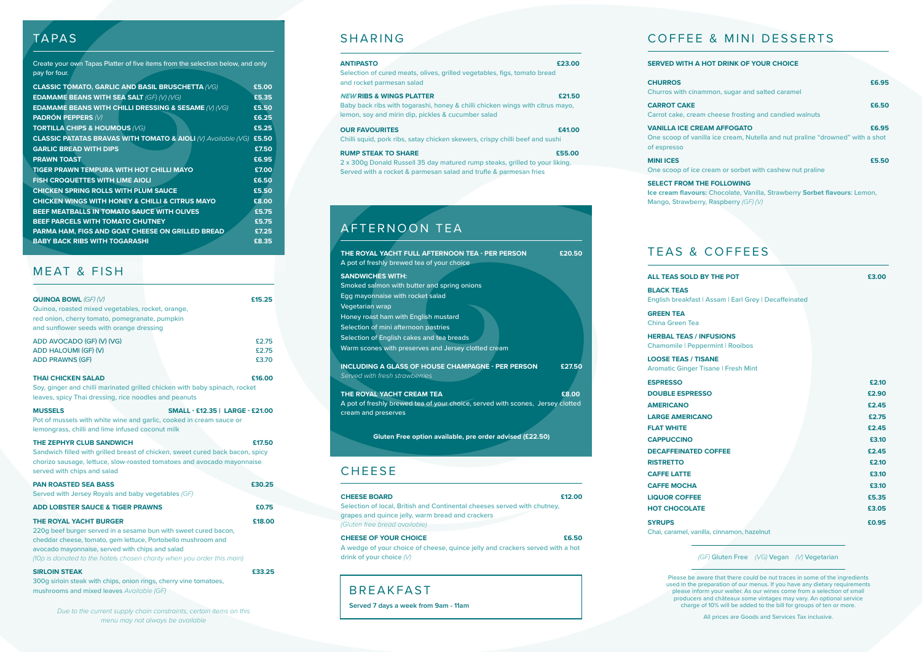## TAPAS

Create your own Tapas Platter of five items from the selection below, and only pay for four.

| | |
|---|---|
| **CLASSIC TOMATO, GARLIC AND BASIL BRUSCHETTA** *(VG)* | £5.00 |
| **EDAMAME BEANS WITH SEA SALT** *(GF) (V) (VG)* | £5.35 |
| **EDAMAME BEANS WITH CHILLI DRESSING & SESAME** *(V) (VG)* | £5.50 |
| **PADRÓN PEPPERS** *(V)* | £6.25 |
| **TORTILLA CHIPS & HOUMOUS** *(VG)* | £5.25 |
| **CLASSIC PATATAS BRAVAS WITH TOMATO & AIOLI** *(V) Available (VG)* | £5.50 |
| **GARLIC BREAD WITH DIPS** | £7.50 |
| **PRAWN TOAST** | £6.95 |
| **TIGER PRAWN TEMPURA WITH HOT CHILLI MAYO** | £7.00 |
| **FISH CROQUETTES WITH LIME AIOLI** | £6.50 |
| **CHICKEN SPRING ROLLS WITH PLUM SAUCE** | £5.50 |
| **CHICKEN WINGS WITH HONEY & CHILLI & CITRUS MAYO** | £8.00 |
| **BEEF MEATBALLS IN TOMATO SAUCE WITH OLIVES** | £5.75 |
| **BEEF PARCELS WITH TOMATO CHUTNEY** | £5.75 |
| **PARMA HAM, FIGS AND GOAT CHEESE ON GRILLED BREAD** | £7.25 |
| **BABY BACK RIBS WITH TOGARASHI** | £8.35 |

## MEAT & FISH

**QUINOA BOWL** *(GF) (V)* — **£15.25**
Quinoa, roasted mixed vegetables, rocket, orange, red onion, cherry tomato, pomegranate, pumpkin and sunflower seeds with orange dressing

ADD AVOCADO (GF) (V) (VG) — £2.75
ADD HALOUMI (GF) (V) — £2.75
ADD PRAWNS (GF) — £3.70

**THAI CHICKEN SALAD** — **£16.00**
Soy, ginger and chilli marinated grilled chicken with baby spinach, rocket leaves, spicy Thai dressing, rice noodles and peanuts

**MUSSELS** — **SMALL - £12.35 | LARGE - £21.00**
Pot of mussels with white wine and garlic, cooked in cream sauce or lemongrass, chilli and lime infused coconut milk

**THE ZEPHYR CLUB SANDWICH** — **£17.50**
Sandwich filled with grilled breast of chicken, sweet cured back bacon, spicy chorizo sausage, lettuce, slow-roasted tomatoes and avocado mayonnaise served with chips and salad

**PAN ROASTED SEA BASS** — **£30.25**
Served with Jersey Royals and baby vegetables *(GF)*

**ADD LOBSTER SAUCE & TIGER PRAWNS** — **£0.75**

**THE ROYAL YACHT BURGER** — **£18.00**
220g beef burger served in a sesame bun with sweet cured bacon, cheddar cheese, tomato, gem lettuce, Portobello mushroom and avocado mayonnaise, served with chips and salad
*(10p is donated to the hotels chosen charity when you order this main)*

**SIRLOIN STEAK** — **£33.25**
300g sirloin steak with chips, onion rings, cherry vine tomatoes, mushrooms and mixed leaves *Available (GF)*

*Due to the current supply chain constraints, certain items on this menu may not always be available*

## SHARING

**ANTIPASTO** — **£23.00**
Selection of cured meats, olives, grilled vegetables, figs, tomato bread and rocket parmesan salad

***NEW* RIBS & WINGS PLATTER** — **£21.50**
Baby back ribs with togarashi, honey & chilli chicken wings with citrus mayo, lemon, soy and mirin dip, pickles & cucumber salad

**OUR FAVOURITES** — **£41.00**
Chilli squid, pork ribs, satay chicken skewers, crispy chilli beef and sushi

**RUMP STEAK TO SHARE** — **£55.00**
2 x 300g Donald Russell 35 day matured rump steaks, grilled to your liking. Served with a rocket & parmesan salad and truffle & parmesan fries

## AFTERNOON TEA

**THE ROYAL YACHT FULL AFTERNOON TEA - PER PERSON** — **£20.50**
A pot of freshly brewed tea of your choice

**SANDWICHES WITH:**
Smoked salmon with butter and spring onions
Egg mayonnaise with rocket salad
Vegetarian wrap
Honey roast ham with English mustard
Selection of mini afternoon pastries
Selection of English cakes and tea breads
Warm scones with preserves and Jersey clotted cream

**INCLUDING A GLASS OF HOUSE CHAMPAGNE - PER PERSON** — **£27.50**
*Served with fresh strawberries*

**THE ROYAL YACHT CREAM TEA** — **£8.00**
A pot of freshly brewed tea of your choice, served with scones, Jersey clotted cream and preserves

**Gluten Free option available, pre order advised (£22.50)**

## CHEESE

**CHEESE BOARD** — **£12.00**
Selection of local, British and Continental cheeses served with chutney, grapes and quince jelly, warm bread and crackers
*(Gluten free bread available)*

**CHEESE OF YOUR CHOICE** — **£6.50**
A wedge of your choice of cheese, quince jelly and crackers served with a hot drink of your choice *(V)*

## BREAKFAST

**Served 7 days a week from 9am - 11am**

## COFFEE & MINI DESSERTS

**SERVED WITH A HOT DRINK OF YOUR CHOICE**

**CHURROS** — **£6.95**
Churros with cinammon, sugar and salted caramel

**CARROT CAKE** — **£6.50**
Carrot cake, cream cheese frosting and candied walnuts

**VANILLA ICE CREAM AFFOGATO** — **£6.95**
One scoop of vanilla ice cream, Nutella and nut praline "drowned" with a shot of espresso

**MINI ICES** — **£5.50**
One scoop of ice cream or sorbet with cashew nut praline

**SELECT FROM THE FOLLOWING**
**Ice cream flavours:** Chocolate, Vanilla, Strawberry **Sorbet flavours**: Lemon, Mango, Strawberry, Raspberry *(GF) (V)*

## TEAS & COFFEES

**ALL TEAS SOLD BY THE POT** — **£3.00**

**BLACK TEAS**
English breakfast | Assam | Earl Grey | Decaffeinated

**GREEN TEA**
China Green Tea

**HERBAL TEAS / INFUSIONS**
Chamomile | Peppermint | Rooibos

**LOOSE TEAS / TISANE**
Aromatic Ginger Tisane | Fresh Mint

| | |
|---|---|
| **ESPRESSO** | £2.10 |
| **DOUBLE ESPRESSO** | £2.90 |
| **AMERICANO** | £2.45 |
| **LARGE AMERICANO** | £2.75 |
| **FLAT WHITE** | £2.45 |
| **CAPPUCCINO** | £3.10 |
| **DECAFFEINATED COFFEE** | £2.45 |
| **RISTRETTO** | £2.10 |
| **CAFFE LATTE** | £3.10 |
| **CAFFE MOCHA** | £3.10 |
| **LIQUOR COFFEE** | £5.35 |
| **HOT CHOCOLATE** | £3.05 |
| **SYRUPS** | £0.95 |

Chai, caramel, vanilla, cinnamon, hazelnut

*(GF)* Gluten Free *(VG)* Vegan *(V)* Vegetarian

Please be aware that there could be nut traces in some of the ingredients used in the preparation of our menus. If you have any dietary requirements please inform your waiter. As our wines come from a selection of small producers and châteaux some vintages may vary. An optional service charge of 10% will be added to the bill for groups of ten or more.

All prices are Goods and Services Tax inclusive.